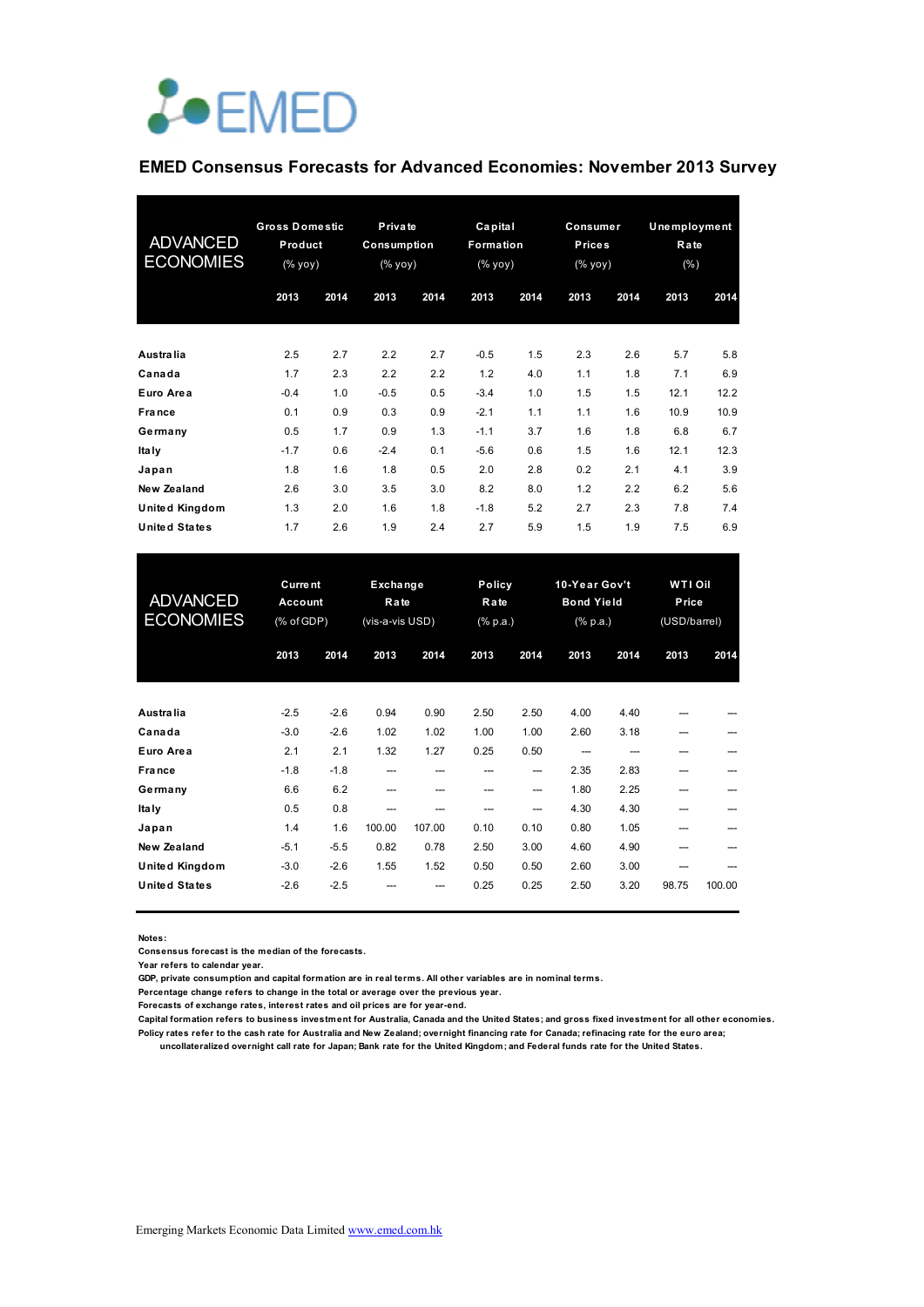# EMED Consensus Forecasts for Advanced Economies: November 2013 Survey

| ADVANCED ECONOMIES | Gross Domestic Product (% yoy) | | Private Consumption (% yoy) | | Capital Formation (% yoy) | | Consumer Prices (% yoy) | | Unemployment Rate (%) | |
|---|---|---|---|---|---|---|---|---|---|---|
| | 2013 | 2014 | 2013 | 2014 | 2013 | 2014 | 2013 | 2014 | 2013 | 2014 |
| Australia | 2.5 | 2.7 | 2.2 | 2.7 | -0.5 | 1.5 | 2.3 | 2.6 | 5.7 | 5.8 |
| Canada | 1.7 | 2.3 | 2.2 | 2.2 | 1.2 | 4.0 | 1.1 | 1.8 | 7.1 | 6.9 |
| Euro Area | -0.4 | 1.0 | -0.5 | 0.5 | -3.4 | 1.0 | 1.5 | 1.5 | 12.1 | 12.2 |
| France | 0.1 | 0.9 | 0.3 | 0.9 | -2.1 | 1.1 | 1.1 | 1.6 | 10.9 | 10.9 |
| Germany | 0.5 | 1.7 | 0.9 | 1.3 | -1.1 | 3.7 | 1.6 | 1.8 | 6.8 | 6.7 |
| Italy | -1.7 | 0.6 | -2.4 | 0.1 | -5.6 | 0.6 | 1.5 | 1.6 | 12.1 | 12.3 |
| Japan | 1.8 | 1.6 | 1.8 | 0.5 | 2.0 | 2.8 | 0.2 | 2.1 | 4.1 | 3.9 |
| New Zealand | 2.6 | 3.0 | 3.5 | 3.0 | 8.2 | 8.0 | 1.2 | 2.2 | 6.2 | 5.6 |
| United Kingdom | 1.3 | 2.0 | 1.6 | 1.8 | -1.8 | 5.2 | 2.7 | 2.3 | 7.8 | 7.4 |
| United States | 1.7 | 2.6 | 1.9 | 2.4 | 2.7 | 5.9 | 1.5 | 1.9 | 7.5 | 6.9 |

| ADVANCED ECONOMIES | Current Account (% of GDP) | | Exchange Rate (vis-a-vis USD) | | Policy Rate (% p.a.) | | 10-Year Gov't Bond Yield (% p.a.) | | WTI Oil Price (USD/barrel) | |
|---|---|---|---|---|---|---|---|---|---|---|
| | 2013 | 2014 | 2013 | 2014 | 2013 | 2014 | 2013 | 2014 | 2013 | 2014 |
| Australia | -2.5 | -2.6 | 0.94 | 0.90 | 2.50 | 2.50 | 4.00 | 4.40 | --- | --- |
| Canada | -3.0 | -2.6 | 1.02 | 1.02 | 1.00 | 1.00 | 2.60 | 3.18 | --- | --- |
| Euro Area | 2.1 | 2.1 | 1.32 | 1.27 | 0.25 | 0.50 | --- | --- | --- | --- |
| France | -1.8 | -1.8 | --- | --- | --- | --- | 2.35 | 2.83 | --- | --- |
| Germany | 6.6 | 6.2 | --- | --- | --- | --- | 1.80 | 2.25 | --- | --- |
| Italy | 0.5 | 0.8 | --- | --- | --- | --- | 4.30 | 4.30 | --- | --- |
| Japan | 1.4 | 1.6 | 100.00 | 107.00 | 0.10 | 0.10 | 0.80 | 1.05 | --- | --- |
| New Zealand | -5.1 | -5.5 | 0.82 | 0.78 | 2.50 | 3.00 | 4.60 | 4.90 | --- | --- |
| United Kingdom | -3.0 | -2.6 | 1.55 | 1.52 | 0.50 | 0.50 | 2.60 | 3.00 | --- | --- |
| United States | -2.6 | -2.5 | --- | --- | 0.25 | 0.25 | 2.50 | 3.20 | 98.75 | 100.00 |

**Notes:**
Consensus forecast is the median of the forecasts.
Year refers to calendar year.
GDP, private consumption and capital formation are in real terms. All other variables are in nominal terms.
Percentage change refers to change in the total or average over the previous year.
Forecasts of exchange rates, interest rates and oil prices are for year-end.
Capital formation refers to business investment for Australia, Canada and the United States; and gross fixed investment for all other economies.
Policy rates refer to the cash rate for Australia and New Zealand; overnight financing rate for Canada; refinacing rate for the euro area;
uncollateralized overnight call rate for Japan; Bank rate for the United Kingdom; and Federal funds rate for the United States.

Emerging Markets Economic Data Limited www.emed.com.hk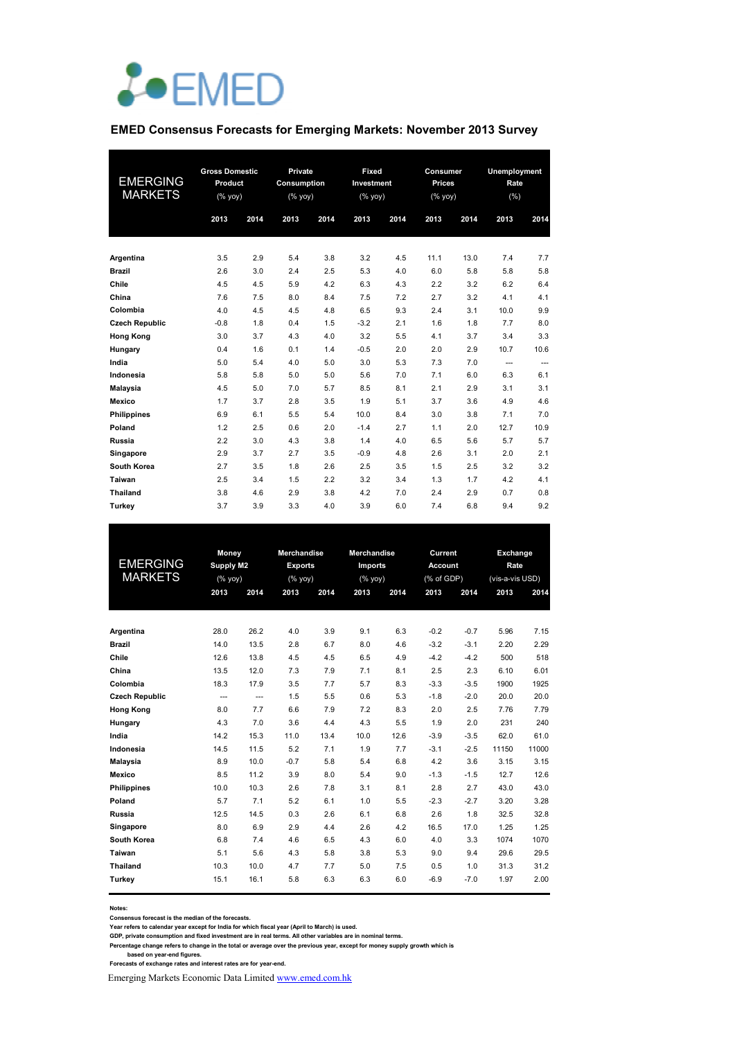EMED

## EMED Consensus Forecasts for Emerging Markets: November 2013 Survey

| EMERGING MARKETS | Gross Domestic Product (% yoy) | | Private Consumption (% yoy) | | Fixed Investment (% yoy) | | Consumer Prices (% yoy) | | Unemployment Rate (%) | |
|---|---|---|---|---|---|---|---|---|---|---|
| | 2013 | 2014 | 2013 | 2014 | 2013 | 2014 | 2013 | 2014 | 2013 | 2014 |
| **Argentina** | 3.5 | 2.9 | 5.4 | 3.8 | 3.2 | 4.5 | 11.1 | 13.0 | 7.4 | 7.7 |
| **Brazil** | 2.6 | 3.0 | 2.4 | 2.5 | 5.3 | 4.0 | 6.0 | 5.8 | 5.8 | 5.8 |
| **Chile** | 4.5 | 4.5 | 5.9 | 4.2 | 6.3 | 4.3 | 2.2 | 3.2 | 6.2 | 6.4 |
| **China** | 7.6 | 7.5 | 8.0 | 8.4 | 7.5 | 7.2 | 2.7 | 3.2 | 4.1 | 4.1 |
| **Colombia** | 4.0 | 4.5 | 4.5 | 4.8 | 6.5 | 9.3 | 2.4 | 3.1 | 10.0 | 9.9 |
| **Czech Republic** | -0.8 | 1.8 | 0.4 | 1.5 | -3.2 | 2.1 | 1.6 | 1.8 | 7.7 | 8.0 |
| **Hong Kong** | 3.0 | 3.7 | 4.3 | 4.0 | 3.2 | 5.5 | 4.1 | 3.7 | 3.4 | 3.3 |
| **Hungary** | 0.4 | 1.6 | 0.1 | 1.4 | -0.5 | 2.0 | 2.0 | 2.9 | 10.7 | 10.6 |
| **India** | 5.0 | 5.4 | 4.0 | 5.0 | 3.0 | 5.3 | 7.3 | 7.0 | --- | --- |
| **Indonesia** | 5.8 | 5.8 | 5.0 | 5.0 | 5.6 | 7.0 | 7.1 | 6.0 | 6.3 | 6.1 |
| **Malaysia** | 4.5 | 5.0 | 7.0 | 5.7 | 8.5 | 8.1 | 2.1 | 2.9 | 3.1 | 3.1 |
| **Mexico** | 1.7 | 3.7 | 2.8 | 3.5 | 1.9 | 5.1 | 3.7 | 3.6 | 4.9 | 4.6 |
| **Philippines** | 6.9 | 6.1 | 5.5 | 5.4 | 10.0 | 8.4 | 3.0 | 3.8 | 7.1 | 7.0 |
| **Poland** | 1.2 | 2.5 | 0.6 | 2.0 | -1.4 | 2.7 | 1.1 | 2.0 | 12.7 | 10.9 |
| **Russia** | 2.2 | 3.0 | 4.3 | 3.8 | 1.4 | 4.0 | 6.5 | 5.6 | 5.7 | 5.7 |
| **Singapore** | 2.9 | 3.7 | 2.7 | 3.5 | -0.9 | 4.8 | 2.6 | 3.1 | 2.0 | 2.1 |
| **South Korea** | 2.7 | 3.5 | 1.8 | 2.6 | 2.5 | 3.5 | 1.5 | 2.5 | 3.2 | 3.2 |
| **Taiwan** | 2.5 | 3.4 | 1.5 | 2.2 | 3.2 | 3.4 | 1.3 | 1.7 | 4.2 | 4.1 |
| **Thailand** | 3.8 | 4.6 | 2.9 | 3.8 | 4.2 | 7.0 | 2.4 | 2.9 | 0.7 | 0.8 |
| **Turkey** | 3.7 | 3.9 | 3.3 | 4.0 | 3.9 | 6.0 | 7.4 | 6.8 | 9.4 | 9.2 |

| EMERGING MARKETS | Money Supply M2 (% yoy) | | Merchandise Exports (% yoy) | | Merchandise Imports (% yoy) | | Current Account (% of GDP) | | Exchange Rate (vis-a-vis USD) | |
|---|---|---|---|---|---|---|---|---|---|---|
| | 2013 | 2014 | 2013 | 2014 | 2013 | 2014 | 2013 | 2014 | 2013 | 2014 |
| **Argentina** | 28.0 | 26.2 | 4.0 | 3.9 | 9.1 | 6.3 | -0.2 | -0.7 | 5.96 | 7.15 |
| **Brazil** | 14.0 | 13.5 | 2.8 | 6.7 | 8.0 | 4.6 | -3.2 | -3.1 | 2.20 | 2.29 |
| **Chile** | 12.6 | 13.8 | 4.5 | 4.5 | 6.5 | 4.9 | -4.2 | -4.2 | 500 | 518 |
| **China** | 13.5 | 12.0 | 7.3 | 7.9 | 7.1 | 8.1 | 2.5 | 2.3 | 6.10 | 6.01 |
| **Colombia** | 18.3 | 17.9 | 3.5 | 7.7 | 5.7 | 8.3 | -3.3 | -3.5 | 1900 | 1925 |
| **Czech Republic** | --- | --- | 1.5 | 5.5 | 0.6 | 5.3 | -1.8 | -2.0 | 20.0 | 20.0 |
| **Hong Kong** | 8.0 | 7.7 | 6.6 | 7.9 | 7.2 | 8.3 | 2.0 | 2.5 | 7.76 | 7.79 |
| **Hungary** | 4.3 | 7.0 | 3.6 | 4.4 | 4.3 | 5.5 | 1.9 | 2.0 | 231 | 240 |
| **India** | 14.2 | 15.3 | 11.0 | 13.4 | 10.0 | 12.6 | -3.9 | -3.5 | 62.0 | 61.0 |
| **Indonesia** | 14.5 | 11.5 | 5.2 | 7.1 | 1.9 | 7.7 | -3.1 | -2.5 | 11150 | 11000 |
| **Malaysia** | 8.9 | 10.0 | -0.7 | 5.8 | 5.4 | 6.8 | 4.2 | 3.6 | 3.15 | 3.15 |
| **Mexico** | 8.5 | 11.2 | 3.9 | 8.0 | 5.4 | 9.0 | -1.3 | -1.5 | 12.7 | 12.6 |
| **Philippines** | 10.0 | 10.3 | 2.6 | 7.8 | 3.1 | 8.1 | 2.8 | 2.7 | 43.0 | 43.0 |
| **Poland** | 5.7 | 7.1 | 5.2 | 6.1 | 1.0 | 5.5 | -2.3 | -2.7 | 3.20 | 3.28 |
| **Russia** | 12.5 | 14.5 | 0.3 | 2.6 | 6.1 | 6.8 | 2.6 | 1.8 | 32.5 | 32.8 |
| **Singapore** | 8.0 | 6.9 | 2.9 | 4.4 | 2.6 | 4.2 | 16.5 | 17.0 | 1.25 | 1.25 |
| **South Korea** | 6.8 | 7.4 | 4.6 | 6.5 | 4.3 | 6.0 | 4.0 | 3.3 | 1074 | 1070 |
| **Taiwan** | 5.1 | 5.6 | 4.3 | 5.8 | 3.8 | 5.3 | 9.0 | 9.4 | 29.6 | 29.5 |
| **Thailand** | 10.3 | 10.0 | 4.7 | 7.7 | 5.0 | 7.5 | 0.5 | 1.0 | 31.3 | 31.2 |
| **Turkey** | 15.1 | 16.1 | 5.8 | 6.3 | 6.3 | 6.0 | -6.9 | -7.0 | 1.97 | 2.00 |

**Notes:**
**Consensus forecast is the median of the forecasts.**
**Year refers to calendar year except for India for which fiscal year (April to March) is used.**
**GDP, private consumption and fixed investment are in real terms. All other variables are in nominal terms.**
**Percentage change refers to change in the total or average over the previous year, except for money supply growth which is based on year-end figures.**
**Forecasts of exchange rates and interest rates are for year-end.**

Emerging Markets Economic Data Limited [www.emed.com.hk](www.emed.com.hk)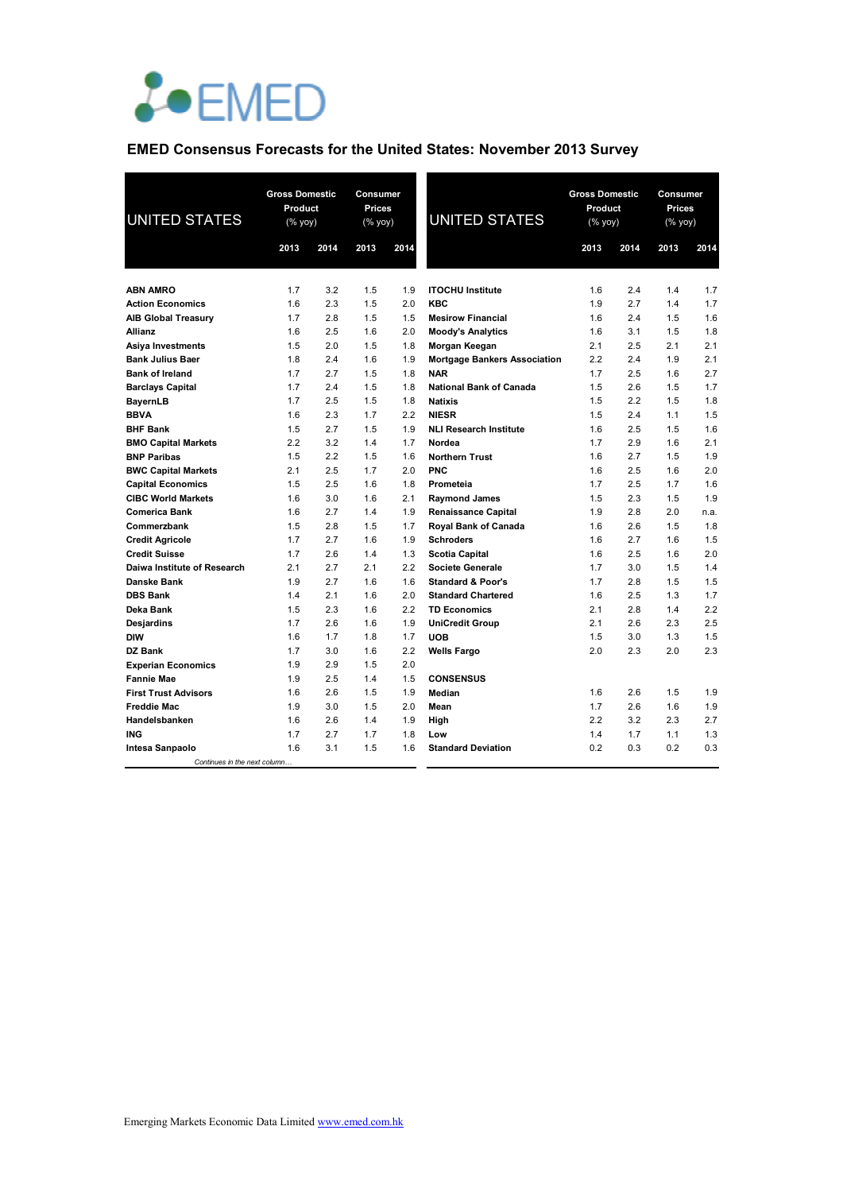# EMED

## EMED Consensus Forecasts for the United States: November 2013 Survey

| UNITED STATES | Gross Domestic Product (% yoy) | | Consumer Prices (% yoy) | |
|---|---|---|---|---|
| | 2013 | 2014 | 2013 | 2014 |
| **ABN AMRO** | 1.7 | 3.2 | 1.5 | 1.9 |
| **Action Economics** | 1.6 | 2.3 | 1.5 | 2.0 |
| **AIB Global Treasury** | 1.7 | 2.8 | 1.5 | 1.5 |
| **Allianz** | 1.6 | 2.5 | 1.6 | 2.0 |
| **Asiya Investments** | 1.5 | 2.0 | 1.5 | 1.8 |
| **Bank Julius Baer** | 1.8 | 2.4 | 1.6 | 1.9 |
| **Bank of Ireland** | 1.7 | 2.7 | 1.5 | 1.8 |
| **Barclays Capital** | 1.7 | 2.4 | 1.5 | 1.8 |
| **BayernLB** | 1.7 | 2.5 | 1.5 | 1.8 |
| **BBVA** | 1.6 | 2.3 | 1.7 | 2.2 |
| **BHF Bank** | 1.5 | 2.7 | 1.5 | 1.9 |
| **BMO Capital Markets** | 2.2 | 3.2 | 1.4 | 1.7 |
| **BNP Paribas** | 1.5 | 2.2 | 1.5 | 1.6 |
| **BWC Capital Markets** | 2.1 | 2.5 | 1.7 | 2.0 |
| **Capital Economics** | 1.5 | 2.5 | 1.6 | 1.8 |
| **CIBC World Markets** | 1.6 | 3.0 | 1.6 | 2.1 |
| **Comerica Bank** | 1.6 | 2.7 | 1.4 | 1.9 |
| **Commerzbank** | 1.5 | 2.8 | 1.5 | 1.7 |
| **Credit Agricole** | 1.7 | 2.7 | 1.6 | 1.9 |
| **Credit Suisse** | 1.7 | 2.6 | 1.4 | 1.3 |
| **Daiwa Institute of Research** | 2.1 | 2.7 | 2.1 | 2.2 |
| **Danske Bank** | 1.9 | 2.7 | 1.6 | 1.6 |
| **DBS Bank** | 1.4 | 2.1 | 1.6 | 2.0 |
| **Deka Bank** | 1.5 | 2.3 | 1.6 | 2.2 |
| **Desjardins** | 1.7 | 2.6 | 1.6 | 1.9 |
| **DIW** | 1.6 | 1.7 | 1.8 | 1.7 |
| **DZ Bank** | 1.7 | 3.0 | 1.6 | 2.2 |
| **Experian Economics** | 1.9 | 2.9 | 1.5 | 2.0 |
| **Fannie Mae** | 1.9 | 2.5 | 1.4 | 1.5 |
| **First Trust Advisors** | 1.6 | 2.6 | 1.5 | 1.9 |
| **Freddie Mac** | 1.9 | 3.0 | 1.5 | 2.0 |
| **Handelsbanken** | 1.6 | 2.6 | 1.4 | 1.9 |
| **ING** | 1.7 | 2.7 | 1.7 | 1.8 |
| **Intesa Sanpaolo** | 1.6 | 3.1 | 1.5 | 1.6 |
| **ITOCHU Institute** | 1.6 | 2.4 | 1.4 | 1.7 |
| **KBC** | 1.9 | 2.7 | 1.4 | 1.7 |
| **Mesirow Financial** | 1.6 | 2.4 | 1.5 | 1.6 |
| **Moody's Analytics** | 1.6 | 3.1 | 1.5 | 1.8 |
| **Morgan Keegan** | 2.1 | 2.5 | 2.1 | 2.1 |
| **Mortgage Bankers Association** | 2.2 | 2.4 | 1.9 | 2.1 |
| **NAR** | 1.7 | 2.5 | 1.6 | 2.7 |
| **National Bank of Canada** | 1.5 | 2.6 | 1.5 | 1.7 |
| **Natixis** | 1.5 | 2.2 | 1.5 | 1.8 |
| **NIESR** | 1.5 | 2.4 | 1.1 | 1.5 |
| **NLI Research Institute** | 1.6 | 2.5 | 1.5 | 1.6 |
| **Nordea** | 1.7 | 2.9 | 1.6 | 2.1 |
| **Northern Trust** | 1.6 | 2.7 | 1.5 | 1.9 |
| **PNC** | 1.6 | 2.5 | 1.6 | 2.0 |
| **Prometeia** | 1.7 | 2.5 | 1.7 | 1.6 |
| **Raymond James** | 1.5 | 2.3 | 1.5 | 1.9 |
| **Renaissance Capital** | 1.9 | 2.8 | 2.0 | n.a. |
| **Royal Bank of Canada** | 1.6 | 2.6 | 1.5 | 1.8 |
| **Schroders** | 1.6 | 2.7 | 1.6 | 1.5 |
| **Scotia Capital** | 1.6 | 2.5 | 1.6 | 2.0 |
| **Societe Generale** | 1.7 | 3.0 | 1.5 | 1.4 |
| **Standard & Poor's** | 1.7 | 2.8 | 1.5 | 1.5 |
| **Standard Chartered** | 1.6 | 2.5 | 1.3 | 1.7 |
| **TD Economics** | 2.1 | 2.8 | 1.4 | 2.2 |
| **UniCredit Group** | 2.1 | 2.6 | 2.3 | 2.5 |
| **UOB** | 1.5 | 3.0 | 1.3 | 1.5 |
| **Wells Fargo** | 2.0 | 2.3 | 2.0 | 2.3 |
| **CONSENSUS** | | | | |
| **Median** | 1.6 | 2.6 | 1.5 | 1.9 |
| **Mean** | 1.7 | 2.6 | 1.6 | 1.9 |
| **High** | 2.2 | 3.2 | 2.3 | 2.7 |
| **Low** | 1.4 | 1.7 | 1.1 | 1.3 |
| **Standard Deviation** | 0.2 | 0.3 | 0.2 | 0.3 |

*Continues in the next column…*

Emerging Markets Economic Data Limited www.emed.com.hk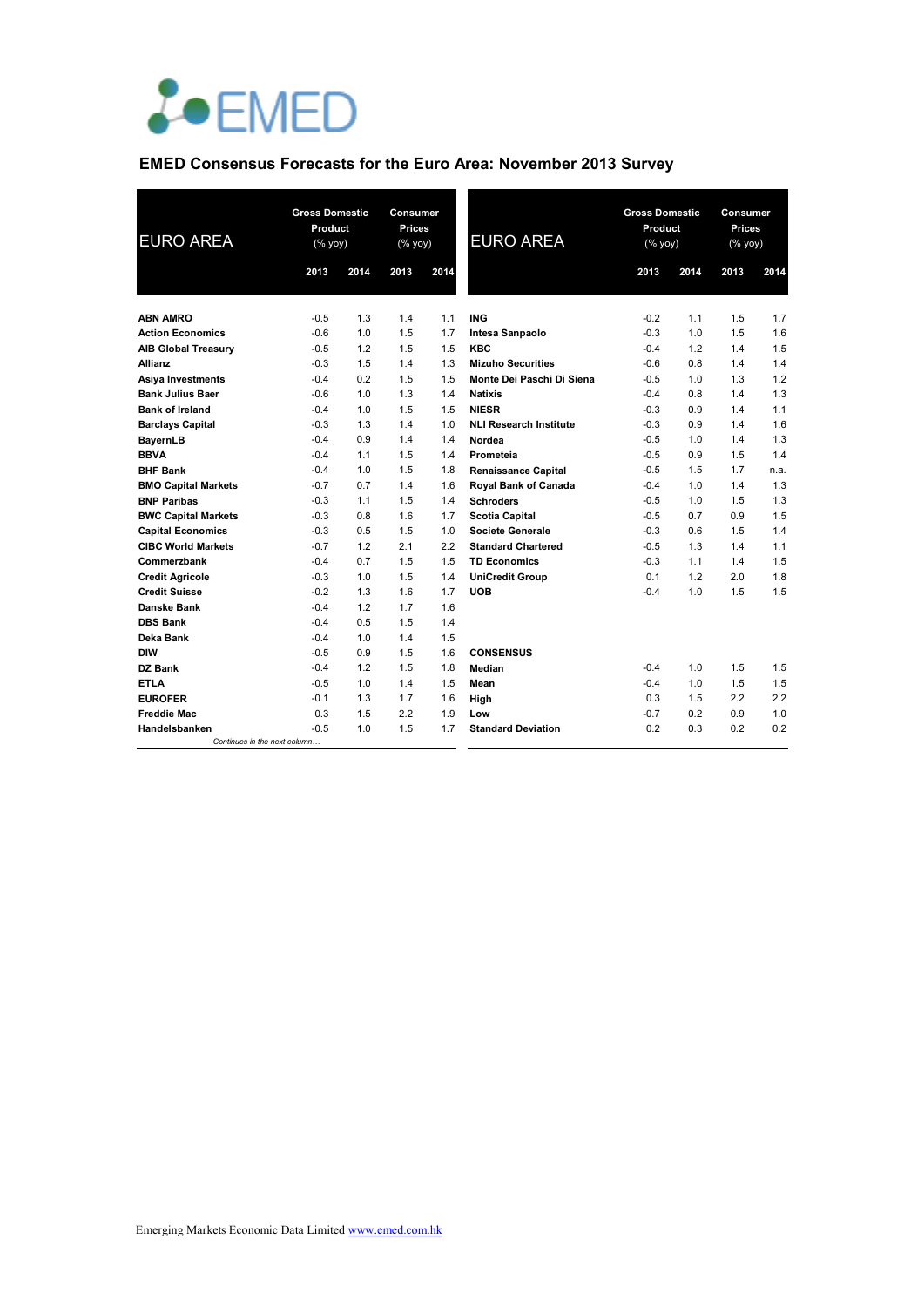EMED

## EMED Consensus Forecasts for the Euro Area: November 2013 Survey

| EURO AREA | Gross Domestic Product (% yoy) 2013 | 2014 | Consumer Prices (% yoy) 2013 | 2014 |
|---|---|---|---|---|
| **ABN AMRO** | -0.5 | 1.3 | 1.4 | 1.1 |
| **Action Economics** | -0.6 | 1.0 | 1.5 | 1.7 |
| **AIB Global Treasury** | -0.5 | 1.2 | 1.5 | 1.5 |
| **Allianz** | -0.3 | 1.5 | 1.4 | 1.3 |
| **Asiya Investments** | -0.4 | 0.2 | 1.5 | 1.5 |
| **Bank Julius Baer** | -0.6 | 1.0 | 1.3 | 1.4 |
| **Bank of Ireland** | -0.4 | 1.0 | 1.5 | 1.5 |
| **Barclays Capital** | -0.3 | 1.3 | 1.4 | 1.0 |
| **BayernLB** | -0.4 | 0.9 | 1.4 | 1.4 |
| **BBVA** | -0.4 | 1.1 | 1.5 | 1.4 |
| **BHF Bank** | -0.4 | 1.0 | 1.5 | 1.8 |
| **BMO Capital Markets** | -0.7 | 0.7 | 1.4 | 1.6 |
| **BNP Paribas** | -0.3 | 1.1 | 1.5 | 1.4 |
| **BWC Capital Markets** | -0.3 | 0.8 | 1.6 | 1.7 |
| **Capital Economics** | -0.3 | 0.5 | 1.5 | 1.0 |
| **CIBC World Markets** | -0.7 | 1.2 | 2.1 | 2.2 |
| **Commerzbank** | -0.4 | 0.7 | 1.5 | 1.5 |
| **Credit Agricole** | -0.3 | 1.0 | 1.5 | 1.4 |
| **Credit Suisse** | -0.2 | 1.3 | 1.6 | 1.7 |
| **Danske Bank** | -0.4 | 1.2 | 1.7 | 1.6 |
| **DBS Bank** | -0.4 | 0.5 | 1.5 | 1.4 |
| **Deka Bank** | -0.4 | 1.0 | 1.4 | 1.5 |
| **DIW** | -0.5 | 0.9 | 1.5 | 1.6 |
| **DZ Bank** | -0.4 | 1.2 | 1.5 | 1.8 |
| **ETLA** | -0.5 | 1.0 | 1.4 | 1.5 |
| **EUROFER** | -0.1 | 1.3 | 1.7 | 1.6 |
| **Freddie Mac** | 0.3 | 1.5 | 2.2 | 1.9 |
| **Handelsbanken** | -0.5 | 1.0 | 1.5 | 1.7 |
| **ING** | -0.2 | 1.1 | 1.5 | 1.7 |
| **Intesa Sanpaolo** | -0.3 | 1.0 | 1.5 | 1.6 |
| **KBC** | -0.4 | 1.2 | 1.4 | 1.5 |
| **Mizuho Securities** | -0.6 | 0.8 | 1.4 | 1.4 |
| **Monte Dei Paschi Di Siena** | -0.5 | 1.0 | 1.3 | 1.2 |
| **Natixis** | -0.4 | 0.8 | 1.4 | 1.3 |
| **NIESR** | -0.3 | 0.9 | 1.4 | 1.1 |
| **NLI Research Institute** | -0.3 | 0.9 | 1.4 | 1.6 |
| **Nordea** | -0.5 | 1.0 | 1.4 | 1.3 |
| **Prometeia** | -0.5 | 0.9 | 1.5 | 1.4 |
| **Renaissance Capital** | -0.5 | 1.5 | 1.7 | n.a. |
| **Royal Bank of Canada** | -0.4 | 1.0 | 1.4 | 1.3 |
| **Schroders** | -0.5 | 1.0 | 1.5 | 1.3 |
| **Scotia Capital** | -0.5 | 0.7 | 0.9 | 1.5 |
| **Societe Generale** | -0.3 | 0.6 | 1.5 | 1.4 |
| **Standard Chartered** | -0.5 | 1.3 | 1.4 | 1.1 |
| **TD Economics** | -0.3 | 1.1 | 1.4 | 1.5 |
| **UniCredit Group** | 0.1 | 1.2 | 2.0 | 1.8 |
| **UOB** | -0.4 | 1.0 | 1.5 | 1.5 |
| **CONSENSUS** | | | | |
| **Median** | -0.4 | 1.0 | 1.5 | 1.5 |
| **Mean** | -0.4 | 1.0 | 1.5 | 1.5 |
| **High** | 0.3 | 1.5 | 2.2 | 2.2 |
| **Low** | -0.7 | 0.2 | 0.9 | 1.0 |
| **Standard Deviation** | 0.2 | 0.3 | 0.2 | 0.2 |

Emerging Markets Economic Data Limited www.emed.com.hk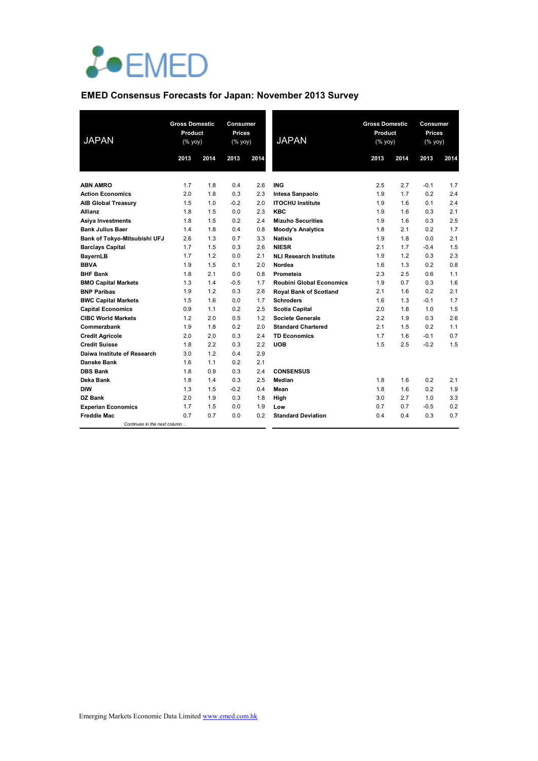# EMED Consensus Forecasts for Japan: November 2013 Survey

| JAPAN | Gross Domestic Product (% yoy) | | Consumer Prices (% yoy) | |
|---|---|---|---|---|
| | 2013 | 2014 | 2013 | 2014 |
| ABN AMRO | 1.7 | 1.8 | 0.4 | 2.6 |
| Action Economics | 2.0 | 1.8 | 0.3 | 2.3 |
| AIB Global Treasury | 1.5 | 1.0 | -0.2 | 2.0 |
| Allianz | 1.8 | 1.5 | 0.0 | 2.3 |
| Asiya Investments | 1.8 | 1.5 | 0.2 | 2.4 |
| Bank Julius Baer | 1.4 | 1.8 | 0.4 | 0.8 |
| Bank of Tokyo-Mitsubishi UFJ | 2.6 | 1.3 | 0.7 | 3.3 |
| Barclays Capital | 1.7 | 1.5 | 0.3 | 2.6 |
| BayernLB | 1.7 | 1.2 | 0.0 | 2.1 |
| BBVA | 1.9 | 1.5 | 0.1 | 2.0 |
| BHF Bank | 1.8 | 2.1 | 0.0 | 0.8 |
| BMO Capital Markets | 1.3 | 1.4 | -0.5 | 1.7 |
| BNP Paribas | 1.9 | 1.2 | 0.3 | 2.6 |
| BWC Capital Markets | 1.5 | 1.6 | 0.0 | 1.7 |
| Capital Economics | 0.9 | 1.1 | 0.2 | 2.5 |
| CIBC World Markets | 1.2 | 2.0 | 0.5 | 1.2 |
| Commerzbank | 1.9 | 1.8 | 0.2 | 2.0 |
| Credit Agricole | 2.0 | 2.0 | 0.3 | 2.4 |
| Credit Suisse | 1.8 | 2.2 | 0.3 | 2.2 |
| Daiwa Institute of Research | 3.0 | 1.2 | 0.4 | 2.9 |
| Danske Bank | 1.6 | 1.1 | 0.2 | 2.1 |
| DBS Bank | 1.8 | 0.9 | 0.3 | 2.4 |
| Deka Bank | 1.8 | 1.4 | 0.3 | 2.5 |
| DIW | 1.3 | 1.5 | -0.2 | 0.4 |
| DZ Bank | 2.0 | 1.9 | 0.3 | 1.8 |
| Experian Economics | 1.7 | 1.5 | 0.0 | 1.9 |
| Freddie Mac | 0.7 | 0.7 | 0.0 | 0.2 |
| ING | 2.5 | 2.7 | -0.1 | 1.7 |
| Intesa Sanpaolo | 1.9 | 1.7 | 0.2 | 2.4 |
| ITOCHU Institute | 1.9 | 1.6 | 0.1 | 2.4 |
| KBC | 1.9 | 1.6 | 0.3 | 2.1 |
| Mizuho Securities | 1.9 | 1.6 | 0.3 | 2.5 |
| Moody's Analytics | 1.8 | 2.1 | 0.2 | 1.7 |
| Natixis | 1.9 | 1.8 | 0.0 | 2.1 |
| NIESR | 2.1 | 1.7 | -0.4 | 1.5 |
| NLI Research Institute | 1.9 | 1.2 | 0.3 | 2.3 |
| Nordea | 1.6 | 1.3 | 0.2 | 0.8 |
| Prometeia | 2.3 | 2.5 | 0.6 | 1.1 |
| Roubini Global Economics | 1.9 | 0.7 | 0.3 | 1.6 |
| Royal Bank of Scotland | 2.1 | 1.6 | 0.2 | 2.1 |
| Schroders | 1.6 | 1.3 | -0.1 | 1.7 |
| Scotia Capital | 2.0 | 1.8 | 1.0 | 1.5 |
| Societe Generale | 2.2 | 1.9 | 0.3 | 2.6 |
| Standard Chartered | 2.1 | 1.5 | 0.2 | 1.1 |
| TD Economics | 1.7 | 1.6 | -0.1 | 0.7 |
| UOB | 1.5 | 2.5 | -0.2 | 1.5 |
| **CONSENSUS** | | | | |
| Median | 1.8 | 1.6 | 0.2 | 2.1 |
| Mean | 1.8 | 1.6 | 0.2 | 1.9 |
| High | 3.0 | 2.7 | 1.0 | 3.3 |
| Low | 0.7 | 0.7 | -0.5 | 0.2 |
| Standard Deviation | 0.4 | 0.4 | 0.3 | 0.7 |

*Continues in the next column…*

Emerging Markets Economic Data Limited [www.emed.com.hk](http://www.emed.com.hk)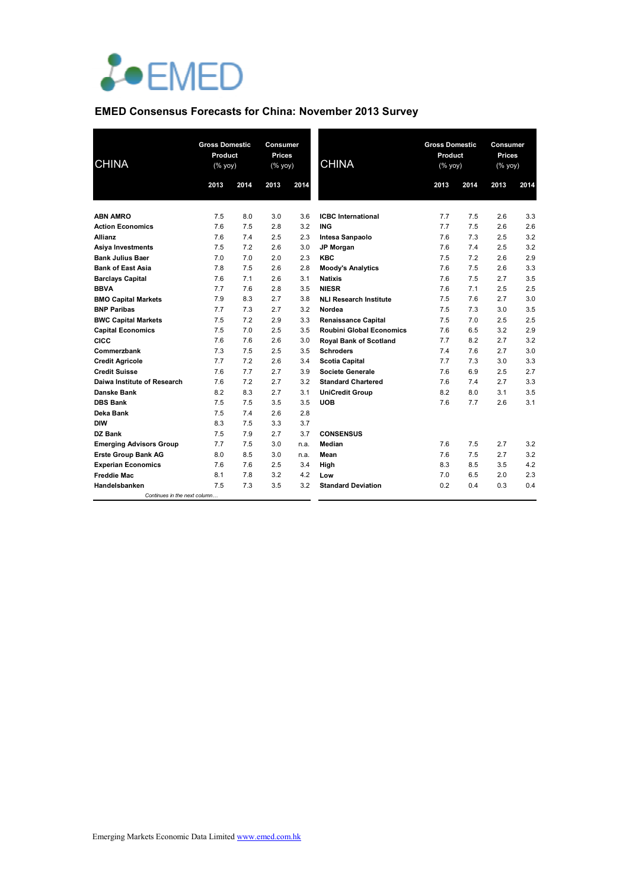## EMED Consensus Forecasts for China: November 2013 Survey

| CHINA | Gross Domestic Product (% yoy) | | Consumer Prices (% yoy) | |
|---|---|---|---|---|
| | 2013 | 2014 | 2013 | 2014 |
| **ABN AMRO** | 7.5 | 8.0 | 3.0 | 3.6 |
| **Action Economics** | 7.6 | 7.5 | 2.8 | 3.2 |
| **Allianz** | 7.6 | 7.4 | 2.5 | 2.3 |
| **Asiya Investments** | 7.5 | 7.2 | 2.6 | 3.0 |
| **Bank Julius Baer** | 7.0 | 7.0 | 2.0 | 2.3 |
| **Bank of East Asia** | 7.8 | 7.5 | 2.6 | 2.8 |
| **Barclays Capital** | 7.6 | 7.1 | 2.6 | 3.1 |
| **BBVA** | 7.7 | 7.6 | 2.8 | 3.5 |
| **BMO Capital Markets** | 7.9 | 8.3 | 2.7 | 3.8 |
| **BNP Paribas** | 7.7 | 7.3 | 2.7 | 3.2 |
| **BWC Capital Markets** | 7.5 | 7.2 | 2.9 | 3.3 |
| **Capital Economics** | 7.5 | 7.0 | 2.5 | 3.5 |
| **CICC** | 7.6 | 7.6 | 2.6 | 3.0 |
| **Commerzbank** | 7.3 | 7.5 | 2.5 | 3.5 |
| **Credit Agricole** | 7.7 | 7.2 | 2.6 | 3.4 |
| **Credit Suisse** | 7.6 | 7.7 | 2.7 | 3.9 |
| **Daiwa Institute of Research** | 7.6 | 7.2 | 2.7 | 3.2 |
| **Danske Bank** | 8.2 | 8.3 | 2.7 | 3.1 |
| **DBS Bank** | 7.5 | 7.5 | 3.5 | 3.5 |
| **Deka Bank** | 7.5 | 7.4 | 2.6 | 2.8 |
| **DIW** | 8.3 | 7.5 | 3.3 | 3.7 |
| **DZ Bank** | 7.5 | 7.9 | 2.7 | 3.7 |
| **Emerging Advisors Group** | 7.7 | 7.5 | 3.0 | n.a. |
| **Erste Group Bank AG** | 8.0 | 8.5 | 3.0 | n.a. |
| **Experian Economics** | 7.6 | 7.6 | 2.5 | 3.4 |
| **Freddie Mac** | 8.1 | 7.8 | 3.2 | 4.2 |
| **Handelsbanken** | 7.5 | 7.3 | 3.5 | 3.2 |
| **ICBC International** | 7.7 | 7.5 | 2.6 | 3.3 |
| **ING** | 7.7 | 7.5 | 2.6 | 2.6 |
| **Intesa Sanpaolo** | 7.6 | 7.3 | 2.5 | 3.2 |
| **JP Morgan** | 7.6 | 7.4 | 2.5 | 3.2 |
| **KBC** | 7.5 | 7.2 | 2.6 | 2.9 |
| **Moody's Analytics** | 7.6 | 7.5 | 2.6 | 3.3 |
| **Natixis** | 7.6 | 7.5 | 2.7 | 3.5 |
| **NIESR** | 7.6 | 7.1 | 2.5 | 2.5 |
| **NLI Research Institute** | 7.5 | 7.6 | 2.7 | 3.0 |
| **Nordea** | 7.5 | 7.3 | 3.0 | 3.5 |
| **Renaissance Capital** | 7.5 | 7.0 | 2.5 | 2.5 |
| **Roubini Global Economics** | 7.6 | 6.5 | 3.2 | 2.9 |
| **Royal Bank of Scotland** | 7.7 | 8.2 | 2.7 | 3.2 |
| **Schroders** | 7.4 | 7.6 | 2.7 | 3.0 |
| **Scotia Capital** | 7.7 | 7.3 | 3.0 | 3.3 |
| **Societe Generale** | 7.6 | 6.9 | 2.5 | 2.7 |
| **Standard Chartered** | 7.6 | 7.4 | 2.7 | 3.3 |
| **UniCredit Group** | 8.2 | 8.0 | 3.1 | 3.5 |
| **UOB** | 7.6 | 7.7 | 2.6 | 3.1 |
| **CONSENSUS** | | | | |
| **Median** | 7.6 | 7.5 | 2.7 | 3.2 |
| **Mean** | 7.6 | 7.5 | 2.7 | 3.2 |
| **High** | 8.3 | 8.5 | 3.5 | 4.2 |
| **Low** | 7.0 | 6.5 | 2.0 | 2.3 |
| **Standard Deviation** | 0.2 | 0.4 | 0.3 | 0.4 |

Emerging Markets Economic Data Limited [www.emed.com.hk](http://www.emed.com.hk)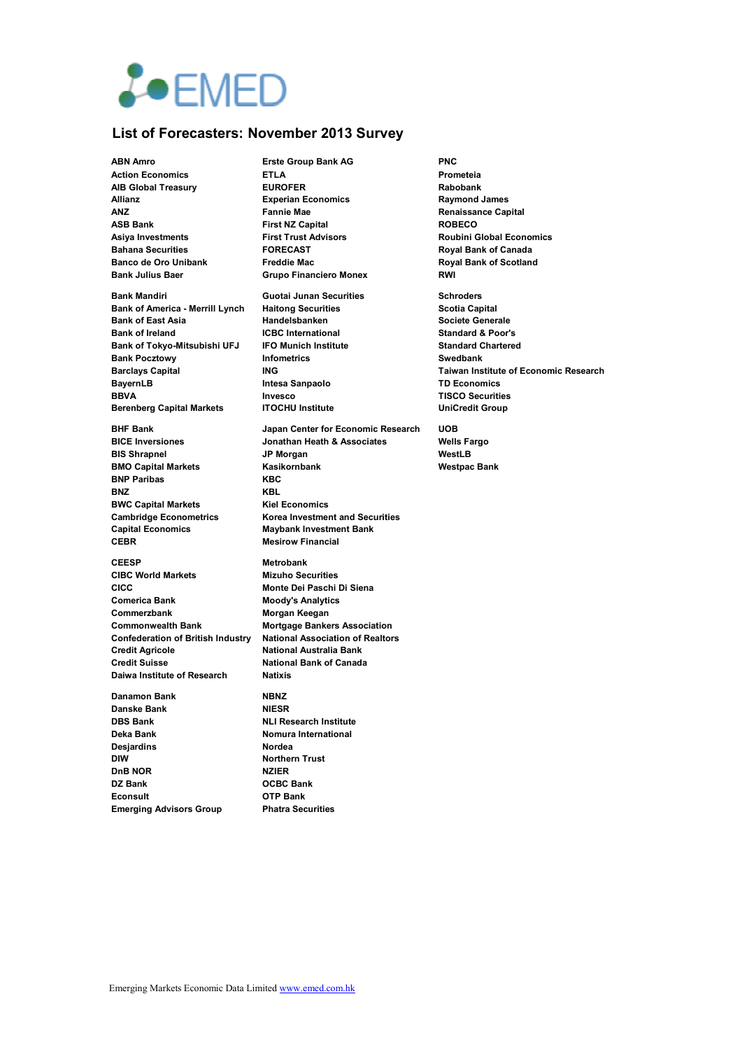EMED

## List of Forecasters: November 2013 Survey

ABN Amro
Action Economics
AIB Global Treasury
Allianz
ANZ
ASB Bank
Asiya Investments
Bahana Securities
Banco de Oro Unibank
Bank Julius Baer

Bank Mandiri
Bank of America - Merrill Lynch
Bank of East Asia
Bank of Ireland
Bank of Tokyo-Mitsubishi UFJ
Bank Pocztowy
Barclays Capital
BayernLB
BBVA
Berenberg Capital Markets

BHF Bank
BICE Inversiones
BIS Shrapnel
BMO Capital Markets
BNP Paribas
BNZ
BWC Capital Markets
Cambridge Econometrics
Capital Economics
CEBR

CEESP
CIBC World Markets
CICC
Comerica Bank
Commerzbank
Commonwealth Bank
Confederation of British Industry
Credit Agricole
Credit Suisse
Daiwa Institute of Research

Danamon Bank
Danske Bank
DBS Bank
Deka Bank
Desjardins
DIW
DnB NOR
DZ Bank
Econsult
Emerging Advisors Group

Erste Group Bank AG
ETLA
EUROFER
Experian Economics
Fannie Mae
First NZ Capital
First Trust Advisors
FORECAST
Freddie Mac
Grupo Financiero Monex

Guotai Junan Securities
Haitong Securities
Handelsbanken
ICBC International
IFO Munich Institute
Infometrics
ING
Intesa Sanpaolo
Invesco
ITOCHU Institute

Japan Center for Economic Research
Jonathan Heath & Associates
JP Morgan
Kasikornbank
KBC
KBL
Kiel Economics
Korea Investment and Securities
Maybank Investment Bank
Mesirow Financial

Metrobank
Mizuho Securities
Monte Dei Paschi Di Siena
Moody's Analytics
Morgan Keegan
Mortgage Bankers Association
National Association of Realtors
National Australia Bank
National Bank of Canada
Natixis

NBNZ
NIESR
NLI Research Institute
Nomura International
Nordea
Northern Trust
NZIER
OCBC Bank
OTP Bank
Phatra Securities

PNC
Prometeia
Rabobank
Raymond James
Renaissance Capital
ROBECO
Roubini Global Economics
Royal Bank of Canada
Royal Bank of Scotland
RWI

Schroders
Scotia Capital
Societe Generale
Standard & Poor's
Standard Chartered
Swedbank
Taiwan Institute of Economic Research
TD Economics
TISCO Securities
UniCredit Group

UOB
Wells Fargo
WestLB
Westpac Bank

Emerging Markets Economic Data Limited www.emed.com.hk